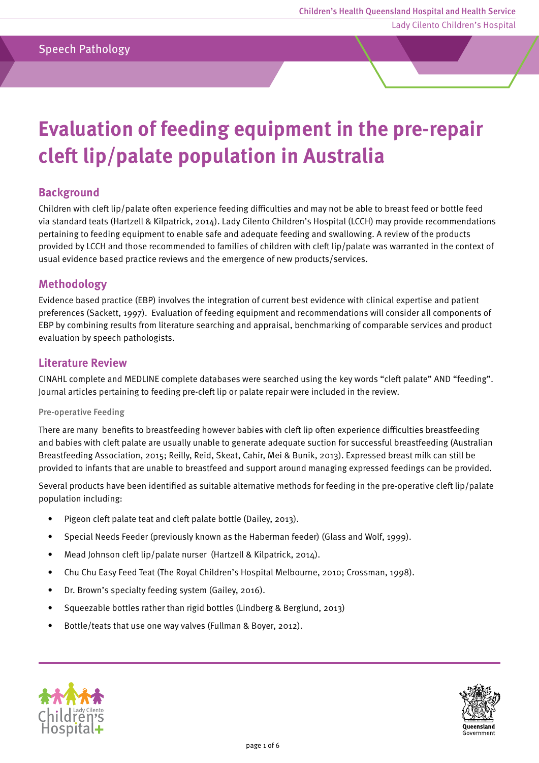Speech Pathology

# Evaluation of feeding equipment in the pre-repair cleft lip/palate population in Australia

## Background

Children with cleft lip/palate often experience feeding difficulties and may not be able to breast feed or bottle feed via standard teats (Hartzell & Kilpatrick, 2014). Lady Cilento Children's Hospital (LCCH) may provide recommendations pertaining to feeding equipment to enable safe and adequate feeding and swallowing. A review of the products provided by LCCH and those recommended to families of children with cleft lip/palate was warranted in the context of usual evidence based practice reviews and the emergence of new products/services.

## Methodology

Evidence based practice (EBP) involves the integration of current best evidence with clinical expertise and patient preferences (Sackett, 1997). Evaluation of feeding equipment and recommendations will consider all components of EBP by combining results from literature searching and appraisal, benchmarking of comparable services and product evaluation by speech pathologists.

## Literature Review

CINAHL complete and MEDLINE complete databases were searched using the key words "cleft palate" AND "feeding". Journal articles pertaining to feeding pre-cleft lip or palate repair were included in the review.

### Pre-operative Feeding

There are many benefits to breastfeeding however babies with cleft lip often experience difficulties breastfeeding and babies with cleft palate are usually unable to generate adequate suction for successful breastfeeding (Australian Breastfeeding Association, 2015; Reilly, Reid, Skeat, Cahir, Mei & Bunik, 2013). Expressed breast milk can still be provided to infants that are unable to breastfeed and support around managing expressed feedings can be provided.

Several products have been identified as suitable alternative methods for feeding in the pre-operative cleft lip/palate population including:

- Pigeon cleft palate teat and cleft palate bottle (Dailey, 2013).
- Special Needs Feeder (previously known as the Haberman feeder) (Glass and Wolf, 1999).
- Mead Johnson cleft lip/palate nurser (Hartzell & Kilpatrick, 2014).
- Chu Chu Easy Feed Teat (The Royal Children's Hospital Melbourne, 2010; Crossman, 1998).
- Dr. Brown's specialty feeding system (Gailey, 2016).
- Squeezable bottles rather than rigid bottles (Lindberg & Berglund, 2013)
- Bottle/teats that use one way valves (Fullman & Boyer, 2012).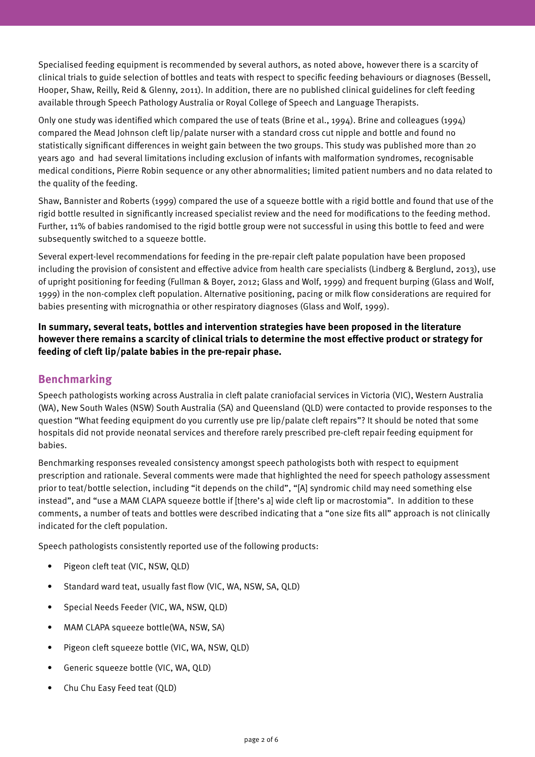Specialised feeding equipment is recommended by several authors, as noted above, however there is a scarcity of clinical trials to guide selection of bottles and teats with respect to specific feeding behaviours or diagnoses (Bessell, Hooper, Shaw, Reilly, Reid & Glenny, 2011). In addition, there are no published clinical guidelines for cleft feeding available through Speech Pathology Australia or Royal College of Speech and Language Therapists.

Only one study was identified which compared the use of teats (Brine et al., 1994). Brine and colleagues (1994) compared the Mead Johnson cleft lip/palate nurser with a standard cross cut nipple and bottle and found no statistically significant differences in weight gain between the two groups. This study was published more than 20 years ago and had several limitations including exclusion of infants with malformation syndromes, recognisable medical conditions, Pierre Robin sequence or any other abnormalities; limited patient numbers and no data related to the quality of the feeding.

Shaw, Bannister and Roberts (1999) compared the use of a squeeze bottle with a rigid bottle and found that use of the rigid bottle resulted in significantly increased specialist review and the need for modifications to the feeding method. Further, 11% of babies randomised to the rigid bottle group were not successful in using this bottle to feed and were subsequently switched to a squeeze bottle.

Several expert-level recommendations for feeding in the pre-repair cleft palate population have been proposed including the provision of consistent and effective advice from health care specialists (Lindberg & Berglund, 2013), use of upright positioning for feeding (Fullman & Boyer, 2012; Glass and Wolf, 1999) and frequent burping (Glass and Wolf, 1999) in the non-complex cleft population. Alternative positioning, pacing or milk flow considerations are required for babies presenting with micrognathia or other respiratory diagnoses (Glass and Wolf, 1999).

**In summary, several teats, bottles and intervention strategies have been proposed in the literature however there remains a scarcity of clinical trials to determine the most effective product or strategy for feeding of cleft lip/palate babies in the pre-repair phase.**

## Benchmarking

Speech pathologists working across Australia in cleft palate craniofacial services in Victoria (VIC), Western Australia (WA), New South Wales (NSW) South Australia (SA) and Queensland (QLD) were contacted to provide responses to the question "What feeding equipment do you currently use pre lip/palate cleft repairs"? It should be noted that some hospitals did not provide neonatal services and therefore rarely prescribed pre-cleft repair feeding equipment for babies.

Benchmarking responses revealed consistency amongst speech pathologists both with respect to equipment prescription and rationale. Several comments were made that highlighted the need for speech pathology assessment prior to teat/bottle selection, including "it depends on the child", "[A] syndromic child may need something else instead", and "use a MAM CLAPA squeeze bottle if [there's a] wide cleft lip or macrostomia". In addition to these comments, a number of teats and bottles were described indicating that a "one size fits all" approach is not clinically indicated for the cleft population.

Speech pathologists consistently reported use of the following products:

- Pigeon cleft teat (VIC, NSW, QLD)
- Standard ward teat, usually fast flow (VIC, WA, NSW, SA, QLD)
- Special Needs Feeder (VIC, WA, NSW, QLD)
- MAM CLAPA squeeze bottle(WA, NSW, SA)
- Pigeon cleft squeeze bottle (VIC, WA, NSW, QLD)
- Generic squeeze bottle (VIC, WA, QLD)
- Chu Chu Easy Feed teat (QLD)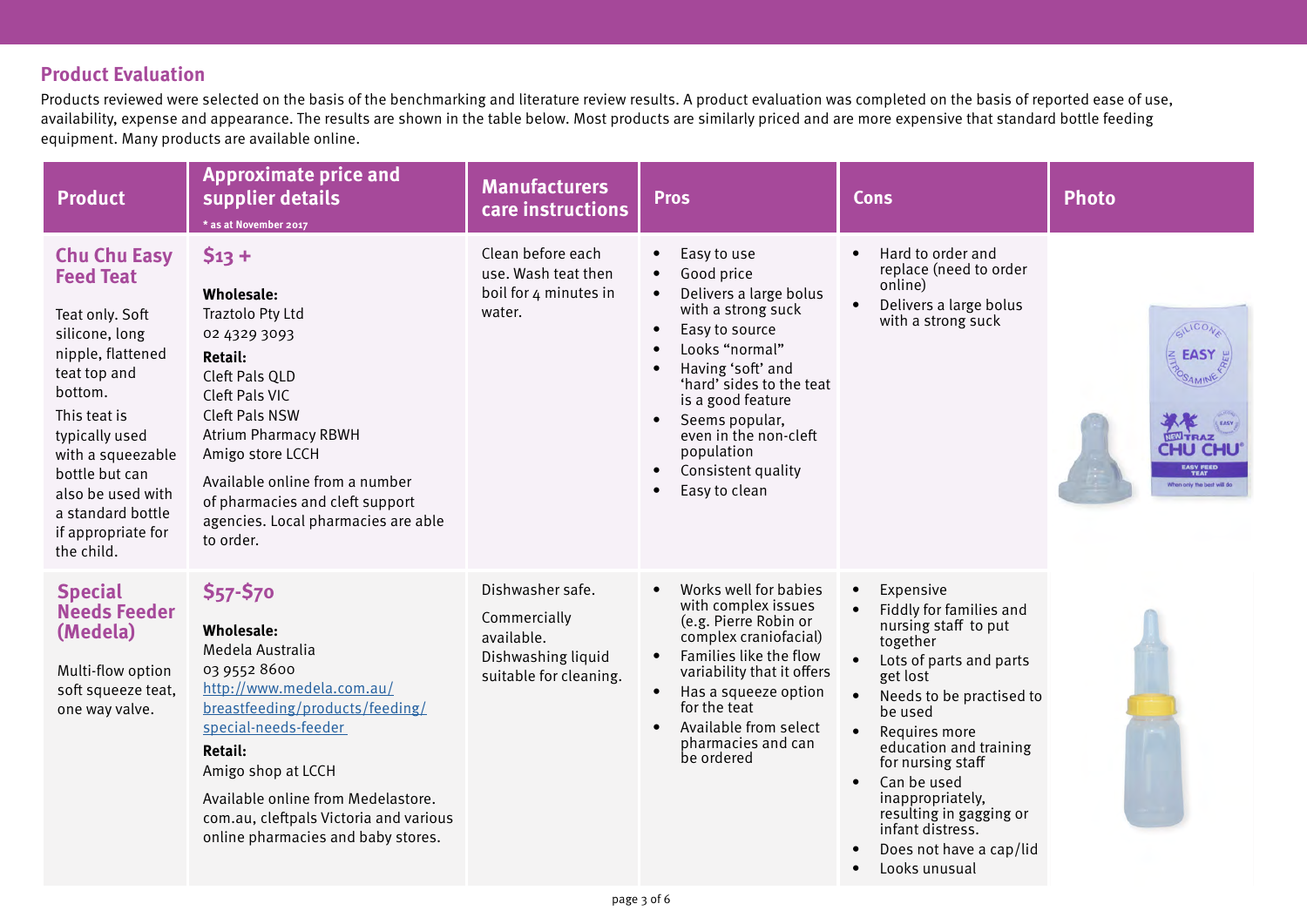## Product Evaluation

Products reviewed were selected on the basis of the benchmarking and literature review results. A product evaluation was completed on the basis of reported ease of use, availability, expense and appearance. The results are shown in the table below. Most products are similarly priced and are more expensive that standard bottle feeding equipment. Many products are available online.

| Product | Approximate price and supplier details<br>* as at November 2017 | Manufacturers care instructions | Pros | Cons | Photo |
|---|---|---|---|---|---|
| **Chu Chu Easy Feed Teat**<br><br>Teat only. Soft silicone, long nipple, flattened teat top and bottom.<br><br>This teat is typically used with a squeezable bottle but can also be used with a standard bottle if appropriate for the child. | **$13 +**<br><br>**Wholesale:**<br>Traztolo Pty Ltd<br>02 4329 3093<br>**Retail:**<br>Cleft Pals QLD<br>Cleft Pals VIC<br>Cleft Pals NSW<br>Atrium Pharmacy RBWH<br>Amigo store LCCH<br><br>Available online from a number of pharmacies and cleft support agencies. Local pharmacies are able to order. | Clean before each use. Wash teat then boil for 4 minutes in water. | • Easy to use<br>• Good price<br>• Delivers a large bolus with a strong suck<br>• Easy to source<br>• Looks "normal"<br>• Having 'soft' and 'hard' sides to the teat is a good feature<br>• Seems popular, even in the non-cleft population<br>• Consistent quality<br>• Easy to clean | • Hard to order and replace (need to order online)<br>• Delivers a large bolus with a strong suck | |
| **Special Needs Feeder (Medela)**<br><br>Multi-flow option soft squeeze teat, one way valve. | **$57-$70**<br><br>**Wholesale:**<br>Medela Australia<br>03 9552 8600<br>http://www.medela.com.au/breastfeeding/products/feeding/special-needs-feeder<br>**Retail:**<br>Amigo shop at LCCH<br><br>Available online from Medelastore.com.au, cleftpals Victoria and various online pharmacies and baby stores. | Dishwasher safe.<br><br>Commercially available. Dishwashing liquid suitable for cleaning. | • Works well for babies with complex issues (e.g. Pierre Robin or complex craniofacial)<br>• Families like the flow variability that it offers<br>• Has a squeeze option for the teat<br>• Available from select pharmacies and can be ordered | • Expensive<br>• Fiddly for families and nursing staff to put together<br>• Lots of parts and parts get lost<br>• Needs to be practised to be used<br>• Requires more education and training for nursing staff<br>• Can be used inappropriately, resulting in gagging or infant distress.<br>• Does not have a cap/lid<br>• Looks unusual | |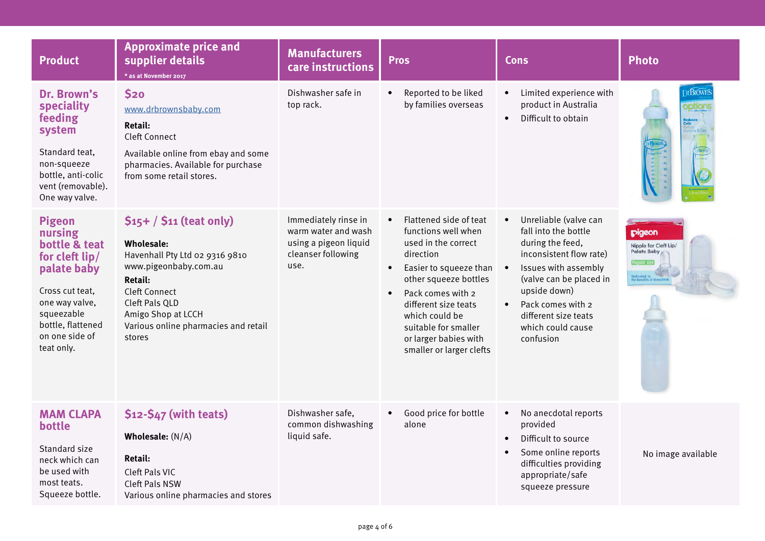| Product | Approximate price and supplier details<br>* as at November 2017 | Manufacturers care instructions | Pros | Cons | Photo |
|---|---|---|---|---|---|
| **Dr. Brown's speciality feeding system**<br><br>Standard teat, non-squeeze bottle, anti-colic vent (removable). One way valve. | **$20**<br>www.drbrownsbaby.com<br>**Retail:**<br>Cleft Connect<br>Available online from ebay and some pharmacies. Available for purchase from some retail stores. | Dishwasher safe in top rack. | • Reported to be liked by families overseas | • Limited experience with product in Australia<br>• Difficult to obtain | |
| **Pigeon nursing bottle & teat for cleft lip/ palate baby**<br><br>Cross cut teat, one way valve, squeezable bottle, flattened on one side of teat only. | **$15+ / $11 (teat only)**<br>**Wholesale:**<br>Havenhall Pty Ltd 02 9316 9810<br>www.pigeonbaby.com.au<br>**Retail:**<br>Cleft Connect<br>Cleft Pals QLD<br>Amigo Shop at LCCH<br>Various online pharmacies and retail stores | Immediately rinse in warm water and wash using a pigeon liquid cleanser following use. | • Flattened side of teat functions well when used in the correct direction<br>• Easier to squeeze than other squeeze bottles<br>• Pack comes with 2 different size teats which could be suitable for smaller or larger babies with smaller or larger clefts | • Unreliable (valve can fall into the bottle during the feed, inconsistent flow rate)<br>• Issues with assembly (valve can be placed in upside down)<br>• Pack comes with 2 different size teats which could cause confusion | |
| **MAM CLAPA bottle**<br><br>Standard size neck which can be used with most teats. Squeeze bottle. | **$12-$47 (with teats)**<br>**Wholesale:** (N/A)<br>**Retail:**<br>Cleft Pals VIC<br>Cleft Pals NSW<br>Various online pharmacies and stores | Dishwasher safe, common dishwashing liquid safe. | • Good price for bottle alone | • No anecdotal reports provided<br>• Difficult to source<br>• Some online reports difficulties providing appropriate/safe squeeze pressure | No image available |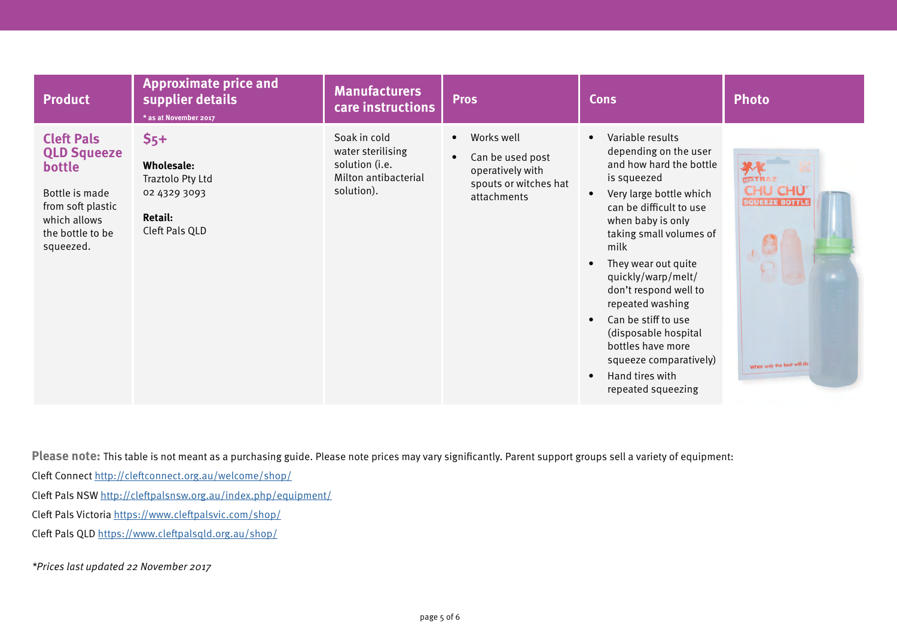| Product | Approximate price and supplier details<br>* as at November 2017 | Manufacturers care instructions | Pros | Cons | Photo |
|---|---|---|---|---|---|
| **Cleft Pals QLD Squeeze bottle**<br><br>Bottle is made from soft plastic which allows the bottle to be squeezed. | **$5+**<br><br>**Wholesale:**<br>Traztolo Pty Ltd<br>02 4329 3093<br><br>**Retail:**<br>Cleft Pals QLD | Soak in cold water sterilising solution (i.e. Milton antibacterial solution). | • Works well<br>• Can be used post operatively with spouts or witches hat attachments | • Variable results depending on the user and how hard the bottle is squeezed<br>• Very large bottle which can be difficult to use when baby is only taking small volumes of milk<br>• They wear out quite quickly/warp/melt/ don't respond well to repeated washing<br>• Can be stiff to use (disposable hospital bottles have more squeeze comparatively)<br>• Hand tires with repeated squeezing | |

**Please note:** This table is not meant as a purchasing guide. Please note prices may vary significantly. Parent support groups sell a variety of equipment:

Cleft Connect http://cleftconnect.org.au/welcome/shop/

Cleft Pals NSW http://cleftpalsnsw.org.au/index.php/equipment/

Cleft Pals Victoria https://www.cleftpalsvic.com/shop/

Cleft Pals QLD https://www.cleftpalsqld.org.au/shop/

*\*Prices last updated 22 November 2017*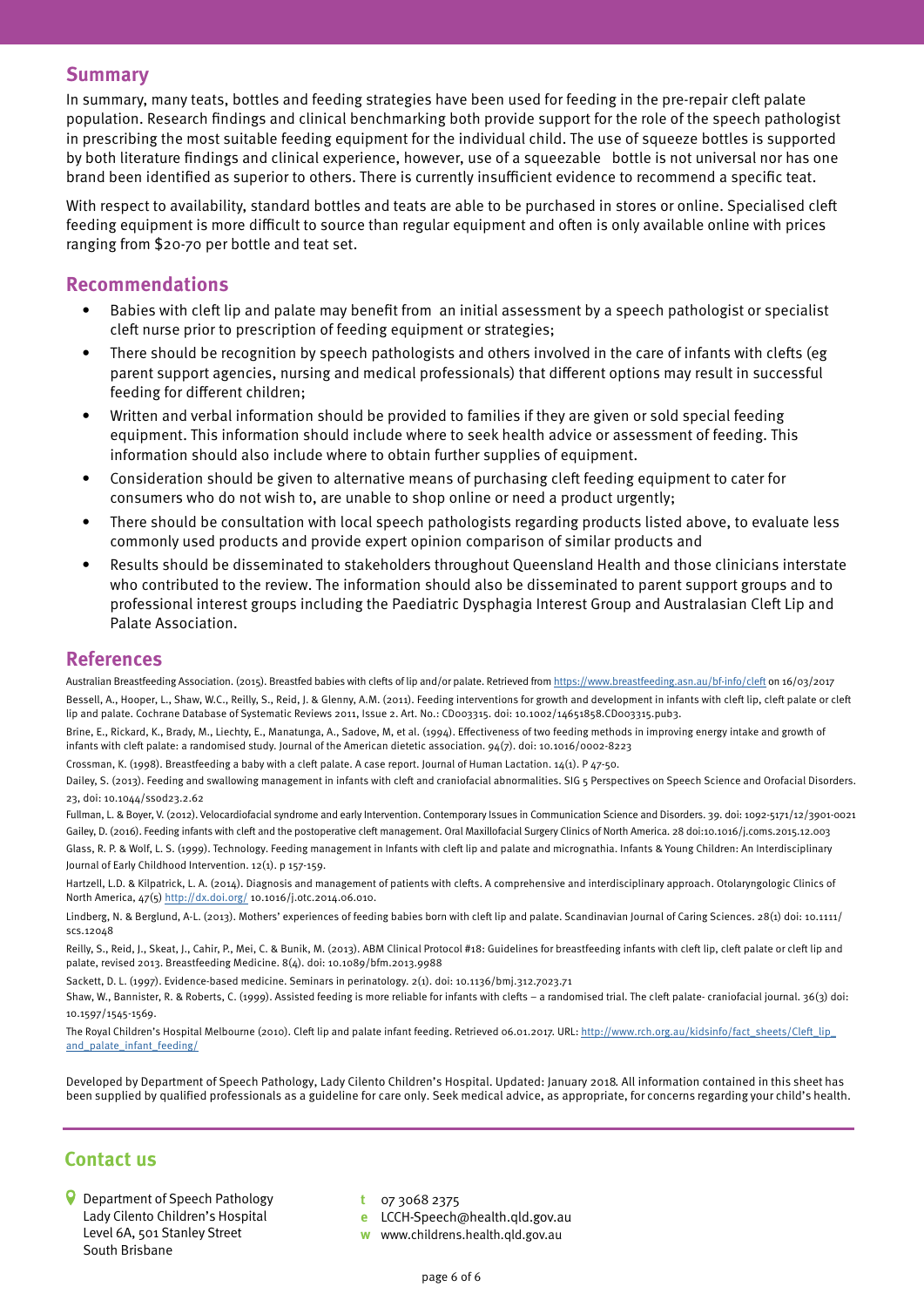## Summary

In summary, many teats, bottles and feeding strategies have been used for feeding in the pre-repair cleft palate population. Research findings and clinical benchmarking both provide support for the role of the speech pathologist in prescribing the most suitable feeding equipment for the individual child. The use of squeeze bottles is supported by both literature findings and clinical experience, however, use of a squeezable bottle is not universal nor has one brand been identified as superior to others. There is currently insufficient evidence to recommend a specific teat.

With respect to availability, standard bottles and teats are able to be purchased in stores or online. Specialised cleft feeding equipment is more difficult to source than regular equipment and often is only available online with prices ranging from $20-70 per bottle and teat set.

## Recommendations

- Babies with cleft lip and palate may benefit from an initial assessment by a speech pathologist or specialist cleft nurse prior to prescription of feeding equipment or strategies;
- There should be recognition by speech pathologists and others involved in the care of infants with clefts (eg parent support agencies, nursing and medical professionals) that different options may result in successful feeding for different children;
- Written and verbal information should be provided to families if they are given or sold special feeding equipment. This information should include where to seek health advice or assessment of feeding. This information should also include where to obtain further supplies of equipment.
- Consideration should be given to alternative means of purchasing cleft feeding equipment to cater for consumers who do not wish to, are unable to shop online or need a product urgently;
- There should be consultation with local speech pathologists regarding products listed above, to evaluate less commonly used products and provide expert opinion comparison of similar products and
- Results should be disseminated to stakeholders throughout Queensland Health and those clinicians interstate who contributed to the review. The information should also be disseminated to parent support groups and to professional interest groups including the Paediatric Dysphagia Interest Group and Australasian Cleft Lip and Palate Association.

## References

Australian Breastfeeding Association. (2015). Breastfed babies with clefts of lip and/or palate. Retrieved from https://www.breastfeeding.asn.au/bf-info/cleft on 16/03/2017

Bessell, A., Hooper, L., Shaw, W.C., Reilly, S., Reid, J. & Glenny, A.M. (2011). Feeding interventions for growth and development in infants with cleft lip, cleft palate or cleft lip and palate. Cochrane Database of Systematic Reviews 2011, Issue 2. Art. No.: CD003315. doi: 10.1002/14651858.CD003315.pub3.

Brine, E., Rickard, K., Brady, M., Liechty, E., Manatunga, A., Sadove, M, et al. (1994). Effectiveness of two feeding methods in improving energy intake and growth of infants with cleft palate: a randomised study. Journal of the American dietetic association. 94(7). doi: 10.1016/0002-8223

Crossman, K. (1998). Breastfeeding a baby with a cleft palate. A case report. Journal of Human Lactation. 14(1). P 47-50.

Dailey, S. (2013). Feeding and swallowing management in infants with cleft and craniofacial abnormalities. SIG 5 Perspectives on Speech Science and Orofacial Disorders. 23, doi: 10.1044/ssod23.2.62

Fullman, L. & Boyer, V. (2012). Velocardiofacial syndrome and early Intervention. Contemporary Issues in Communication Science and Disorders. 39. doi: 1092-5171/12/3901-0021

Gailey, D. (2016). Feeding infants with cleft and the postoperative cleft management. Oral Maxillofacial Surgery Clinics of North America. 28 doi:10.1016/j.coms.2015.12.003

Glass, R. P. & Wolf, L. S. (1999). Technology. Feeding management in Infants with cleft lip and palate and micrognathia. Infants & Young Children: An Interdisciplinary Journal of Early Childhood Intervention. 12(1). p 157-159.

Hartzell, L.D. & Kilpatrick, L. A. (2014). Diagnosis and management of patients with clefts. A comprehensive and interdisciplinary approach. Otolaryngologic Clinics of North America, 47(5) http://dx.doi.org/ 10.1016/j.otc.2014.06.010.

Lindberg, N. & Berglund, A-L. (2013). Mothers' experiences of feeding babies born with cleft lip and palate. Scandinavian Journal of Caring Sciences. 28(1) doi: 10.1111/scs.12048

Reilly, S., Reid, J., Skeat, J., Cahir, P., Mei, C. & Bunik, M. (2013). ABM Clinical Protocol #18: Guidelines for breastfeeding infants with cleft lip, cleft palate or cleft lip and palate, revised 2013. Breastfeeding Medicine. 8(4). doi: 10.1089/bfm.2013.9988

Sackett, D. L. (1997). Evidence-based medicine. Seminars in perinatology. 2(1). doi: 10.1136/bmj.312.7023.71

Shaw, W., Bannister, R. & Roberts, C. (1999). Assisted feeding is more reliable for infants with clefts – a randomised trial. The cleft palate- craniofacial journal. 36(3) doi: 10.1597/1545-1569.

The Royal Children's Hospital Melbourne (2010). Cleft lip and palate infant feeding. Retrieved 06.01.2017. URL: http://www.rch.org.au/kidsinfo/fact_sheets/Cleft_lip_and_palate_infant_feeding/

Developed by Department of Speech Pathology, Lady Cilento Children's Hospital. Updated: January 2018. All information contained in this sheet has been supplied by qualified professionals as a guideline for care only. Seek medical advice, as appropriate, for concerns regarding your child's health.

## Contact us

Department of Speech Pathology
Lady Cilento Children's Hospital
Level 6A, 501 Stanley Street
South Brisbane

t 07 3068 2375
e LCCH-Speech@health.qld.gov.au
w www.childrens.health.qld.gov.au